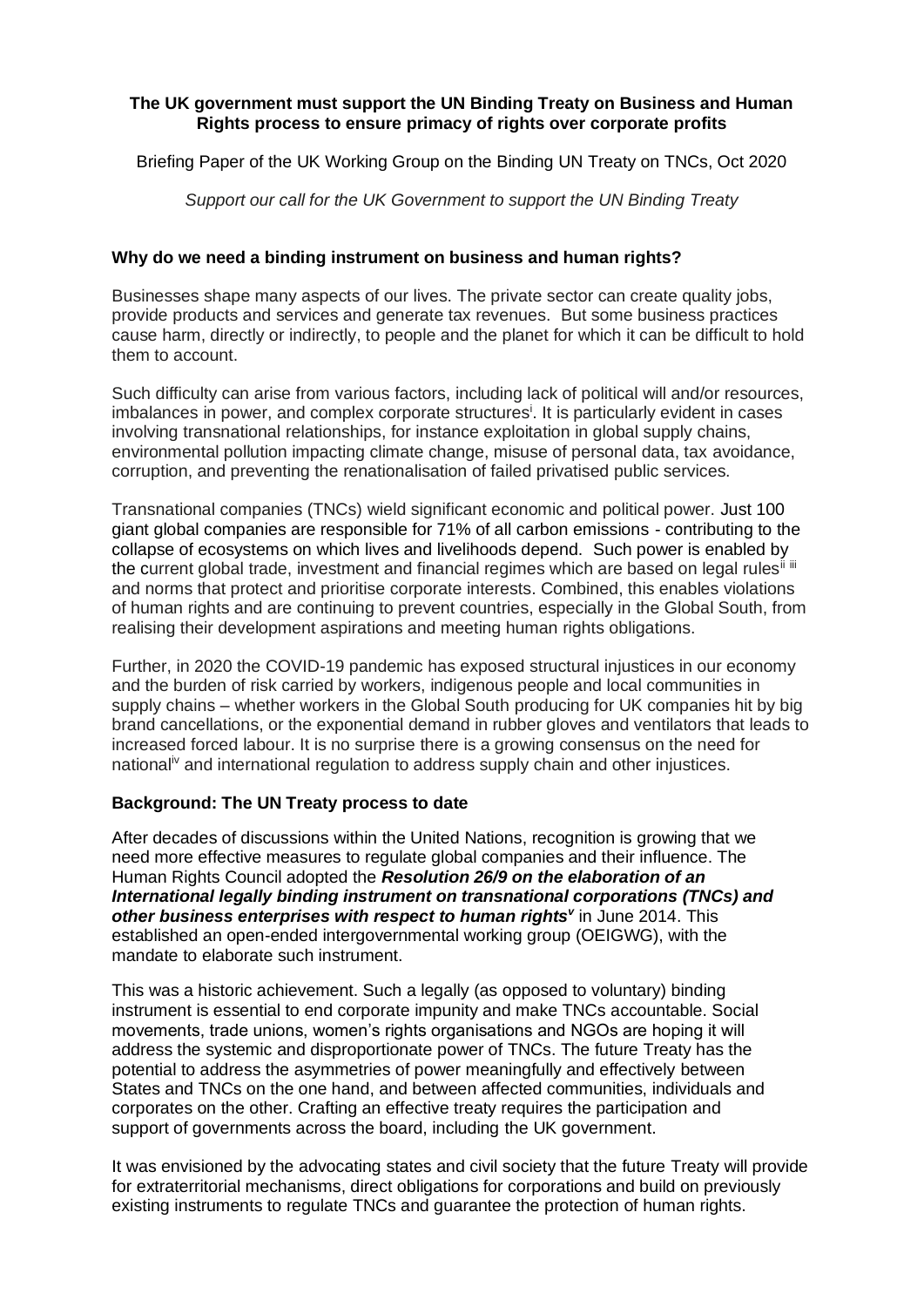**The UK government must support the UN Binding Treaty on Business and Human Rights process to ensure primacy of rights over corporate profits**

Briefing Paper of the UK Working Group on the Binding UN Treaty on TNCs, Oct 2020

*Support our call for the UK Government to support the UN Binding Treaty*

### Why do we need a binding instrument on business and human rights?

Businesses shape many aspects of our lives. The private sector can create quality jobs, provide products and services and generate tax revenues. But some business practices cause harm, directly or indirectly, to people and the planet for which it can be difficult to hold them to account.

Such difficulty can arise from various factors, including lack of political will and/or resources, imbalances in power, and complex corporate structures[i]. It is particularly evident in cases involving transnational relationships, for instance exploitation in global supply chains, environmental pollution impacting climate change, misuse of personal data, tax avoidance, corruption, and preventing the renationalisation of failed privatised public services.

Transnational companies (TNCs) wield significant economic and political power. Just 100 giant global companies are responsible for 71% of all carbon emissions - contributing to the collapse of ecosystems on which lives and livelihoods depend. Such power is enabled by the current global trade, investment and financial regimes which are based on legal rules[ii iii] and norms that protect and prioritise corporate interests. Combined, this enables violations of human rights and are continuing to prevent countries, especially in the Global South, from realising their development aspirations and meeting human rights obligations.

Further, in 2020 the COVID-19 pandemic has exposed structural injustices in our economy and the burden of risk carried by workers, indigenous people and local communities in supply chains – whether workers in the Global South producing for UK companies hit by big brand cancellations, or the exponential demand in rubber gloves and ventilators that leads to increased forced labour. It is no surprise there is a growing consensus on the need for national[iv] and international regulation to address supply chain and other injustices.

### Background: The UN Treaty process to date

After decades of discussions within the United Nations, recognition is growing that we need more effective measures to regulate global companies and their influence. The Human Rights Council adopted the ***Resolution 26/9 on the elaboration of an International legally binding instrument on transnational corporations (TNCs) and other business enterprises with respect to human rights***[v] in June 2014. This established an open-ended intergovernmental working group (OEIGWG), with the mandate to elaborate such instrument.

This was a historic achievement. Such a legally (as opposed to voluntary) binding instrument is essential to end corporate impunity and make TNCs accountable. Social movements, trade unions, women's rights organisations and NGOs are hoping it will address the systemic and disproportionate power of TNCs. The future Treaty has the potential to address the asymmetries of power meaningfully and effectively between States and TNCs on the one hand, and between affected communities, individuals and corporates on the other. Crafting an effective treaty requires the participation and support of governments across the board, including the UK government.

It was envisioned by the advocating states and civil society that the future Treaty will provide for extraterritorial mechanisms, direct obligations for corporations and build on previously existing instruments to regulate TNCs and guarantee the protection of human rights.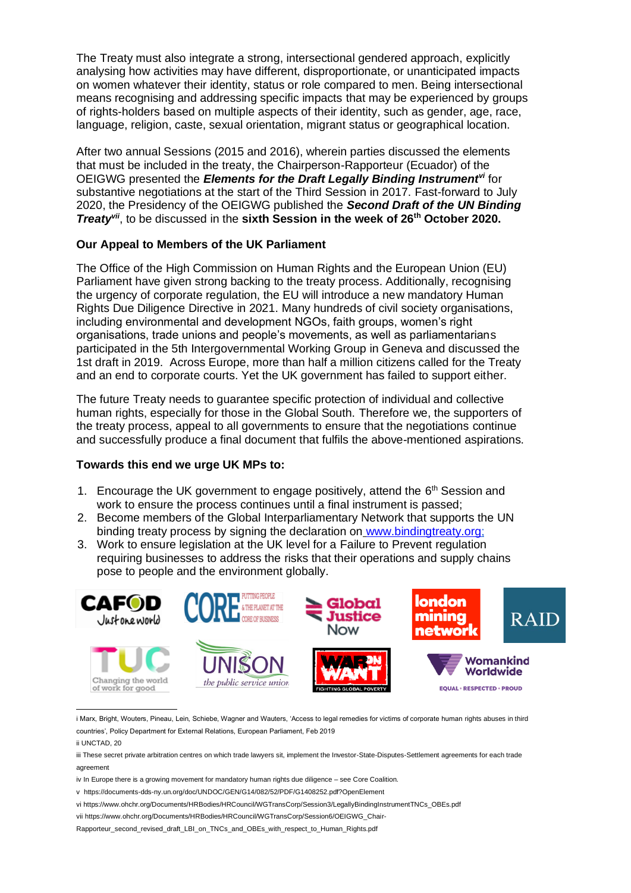The Treaty must also integrate a strong, intersectional gendered approach, explicitly analysing how activities may have different, disproportionate, or unanticipated impacts on women whatever their identity, status or role compared to men. Being intersectional means recognising and addressing specific impacts that may be experienced by groups of rights-holders based on multiple aspects of their identity, such as gender, age, race, language, religion, caste, sexual orientation, migrant status or geographical location.

After two annual Sessions (2015 and 2016), wherein parties discussed the elements that must be included in the treaty, the Chairperson-Rapporteur (Ecuador) of the OEIGWG presented the ***Elements for the Draft Legally Binding Instrument***[vi] for substantive negotiations at the start of the Third Session in 2017. Fast-forward to July 2020, the Presidency of the OEIGWG published the ***Second Draft of the UN Binding Treaty***[vii], to be discussed in the **sixth Session in the week of 26th October 2020.**

**Our Appeal to Members of the UK Parliament**

The Office of the High Commission on Human Rights and the European Union (EU) Parliament have given strong backing to the treaty process. Additionally, recognising the urgency of corporate regulation, the EU will introduce a new mandatory Human Rights Due Diligence Directive in 2021. Many hundreds of civil society organisations, including environmental and development NGOs, faith groups, women's right organisations, trade unions and people's movements, as well as parliamentarians participated in the 5th Intergovernmental Working Group in Geneva and discussed the 1st draft in 2019. Across Europe, more than half a million citizens called for the Treaty and an end to corporate courts. Yet the UK government has failed to support either.

The future Treaty needs to guarantee specific protection of individual and collective human rights, especially for those in the Global South. Therefore we, the supporters of the treaty process, appeal to all governments to ensure that the negotiations continue and successfully produce a final document that fulfils the above-mentioned aspirations.

**Towards this end we urge UK MPs to:**

1. Encourage the UK government to engage positively, attend the 6th Session and work to ensure the process continues until a final instrument is passed;
2. Become members of the Global Interparliamentary Network that supports the UN binding treaty process by signing the declaration on www.bindingtreaty.org;
3. Work to ensure legislation at the UK level for a Failure to Prevent regulation requiring businesses to address the risks that their operations and supply chains pose to people and the environment globally.

CAFOD Just one world | CORE Putting people & the planet at the core of business | Global Justice Now | london mining network | RAID | TUC Changing the world of work for good | UNISON the public service union | War on Want Fighting Global Poverty | Womankind Worldwide Equal • Respected • Proud

---

i Marx, Bright, Wouters, Pineau, Lein, Schiebe, Wagner and Wauters, 'Access to legal remedies for victims of corporate human rights abuses in third countries', Policy Department for External Relations, European Parliament, Feb 2019

ii UNCTAD, 20

iii These secret private arbitration centres on which trade lawyers sit, implement the Investor-State-Disputes-Settlement agreements for each trade agreement

iv In Europe there is a growing movement for mandatory human rights due diligence – see Core Coalition.

v https://documents-dds-ny.un.org/doc/UNDOC/GEN/G14/082/52/PDF/G1408252.pdf?OpenElement

vi https://www.ohchr.org/Documents/HRBodies/HRCouncil/WGTransCorp/Session3/LegallyBindingInstrumentTNCs_OBEs.pdf

vii https://www.ohchr.org/Documents/HRBodies/HRCouncil/WGTransCorp/Session6/OEIGWG_Chair-Rapporteur_second_revised_draft_LBI_on_TNCs_and_OBEs_with_respect_to_Human_Rights.pdf